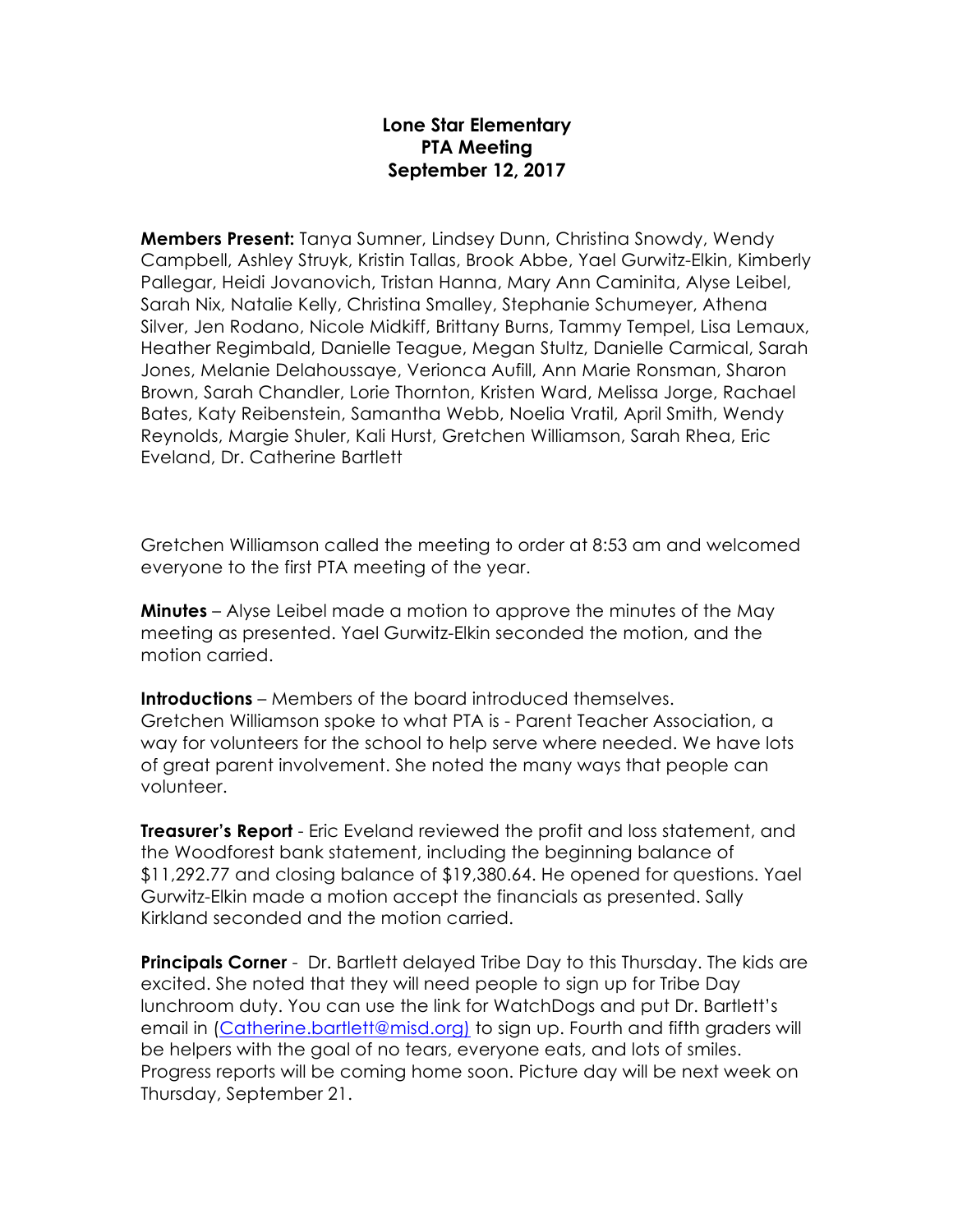# Lone Star Elementary
## PTA Meeting
## September 12, 2017

**Members Present:** Tanya Sumner, Lindsey Dunn, Christina Snowdy, Wendy Campbell, Ashley Struyk, Kristin Tallas, Brook Abbe, Yael Gurwitz-Elkin, Kimberly Pallegar, Heidi Jovanovich, Tristan Hanna, Mary Ann Caminita, Alyse Leibel, Sarah Nix, Natalie Kelly, Christina Smalley, Stephanie Schumeyer, Athena Silver, Jen Rodano, Nicole Midkiff, Brittany Burns, Tammy Tempel, Lisa Lemaux, Heather Regimbald, Danielle Teague, Megan Stultz, Danielle Carmical, Sarah Jones, Melanie Delahoussaye, Verionca Aufill, Ann Marie Ronsman, Sharon Brown, Sarah Chandler, Lorie Thornton, Kristen Ward, Melissa Jorge, Rachael Bates, Katy Reibenstein, Samantha Webb, Noelia Vratil, April Smith, Wendy Reynolds, Margie Shuler, Kali Hurst, Gretchen Williamson, Sarah Rhea, Eric Eveland, Dr. Catherine Bartlett

Gretchen Williamson called the meeting to order at 8:53 am and welcomed everyone to the first PTA meeting of the year.

**Minutes** – Alyse Leibel made a motion to approve the minutes of the May meeting as presented. Yael Gurwitz-Elkin seconded the motion, and the motion carried.

**Introductions** – Members of the board introduced themselves. Gretchen Williamson spoke to what PTA is - Parent Teacher Association, a way for volunteers for the school to help serve where needed. We have lots of great parent involvement. She noted the many ways that people can volunteer.

**Treasurer's Report** - Eric Eveland reviewed the profit and loss statement, and the Woodforest bank statement, including the beginning balance of $11,292.77 and closing balance of $19,380.64. He opened for questions. Yael Gurwitz-Elkin made a motion accept the financials as presented. Sally Kirkland seconded and the motion carried.

**Principals Corner** - Dr. Bartlett delayed Tribe Day to this Thursday. The kids are excited. She noted that they will need people to sign up for Tribe Day lunchroom duty. You can use the link for WatchDogs and put Dr. Bartlett's email in (Catherine.bartlett@misd.org) to sign up. Fourth and fifth graders will be helpers with the goal of no tears, everyone eats, and lots of smiles. Progress reports will be coming home soon. Picture day will be next week on Thursday, September 21.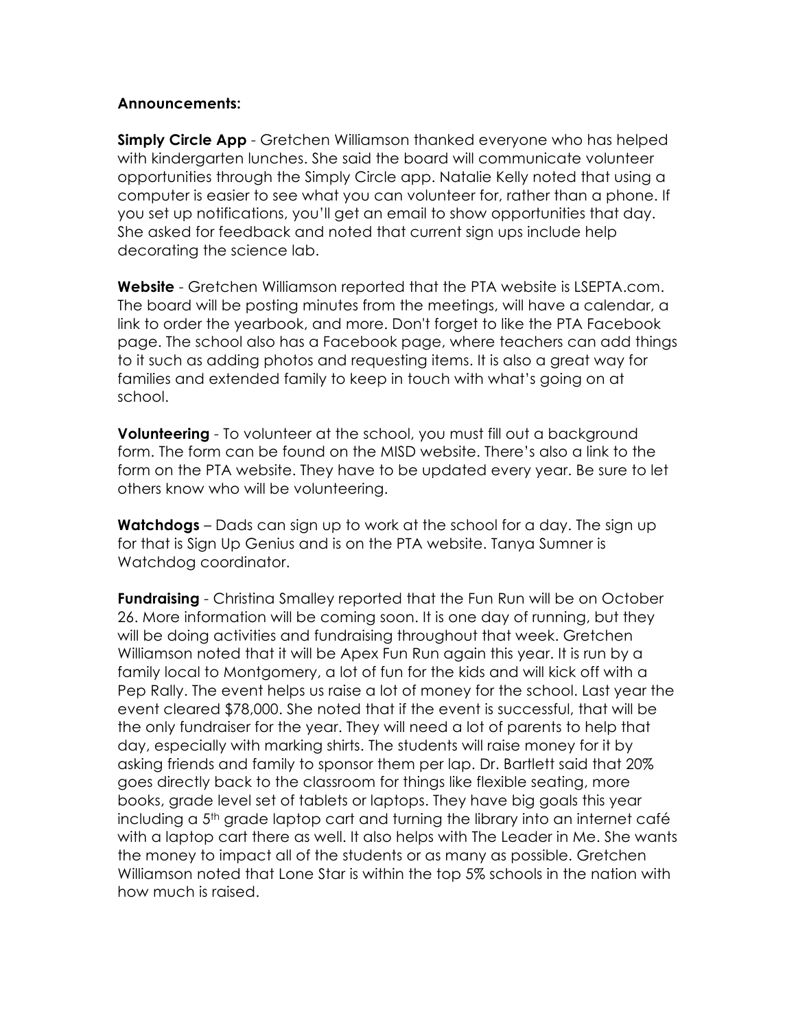**Announcements:**

**Simply Circle App** - Gretchen Williamson thanked everyone who has helped with kindergarten lunches. She said the board will communicate volunteer opportunities through the Simply Circle app. Natalie Kelly noted that using a computer is easier to see what you can volunteer for, rather than a phone. If you set up notifications, you'll get an email to show opportunities that day. She asked for feedback and noted that current sign ups include help decorating the science lab.

**Website** - Gretchen Williamson reported that the PTA website is LSEPTA.com. The board will be posting minutes from the meetings, will have a calendar, a link to order the yearbook, and more. Don't forget to like the PTA Facebook page. The school also has a Facebook page, where teachers can add things to it such as adding photos and requesting items. It is also a great way for families and extended family to keep in touch with what's going on at school.

**Volunteering** - To volunteer at the school, you must fill out a background form. The form can be found on the MISD website. There's also a link to the form on the PTA website. They have to be updated every year. Be sure to let others know who will be volunteering.

**Watchdogs** – Dads can sign up to work at the school for a day. The sign up for that is Sign Up Genius and is on the PTA website. Tanya Sumner is Watchdog coordinator.

**Fundraising** - Christina Smalley reported that the Fun Run will be on October 26. More information will be coming soon. It is one day of running, but they will be doing activities and fundraising throughout that week. Gretchen Williamson noted that it will be Apex Fun Run again this year. It is run by a family local to Montgomery, a lot of fun for the kids and will kick off with a Pep Rally. The event helps us raise a lot of money for the school. Last year the event cleared $78,000. She noted that if the event is successful, that will be the only fundraiser for the year. They will need a lot of parents to help that day, especially with marking shirts. The students will raise money for it by asking friends and family to sponsor them per lap. Dr. Bartlett said that 20% goes directly back to the classroom for things like flexible seating, more books, grade level set of tablets or laptops. They have big goals this year including a 5th grade laptop cart and turning the library into an internet café with a laptop cart there as well. It also helps with The Leader in Me. She wants the money to impact all of the students or as many as possible. Gretchen Williamson noted that Lone Star is within the top 5% schools in the nation with how much is raised.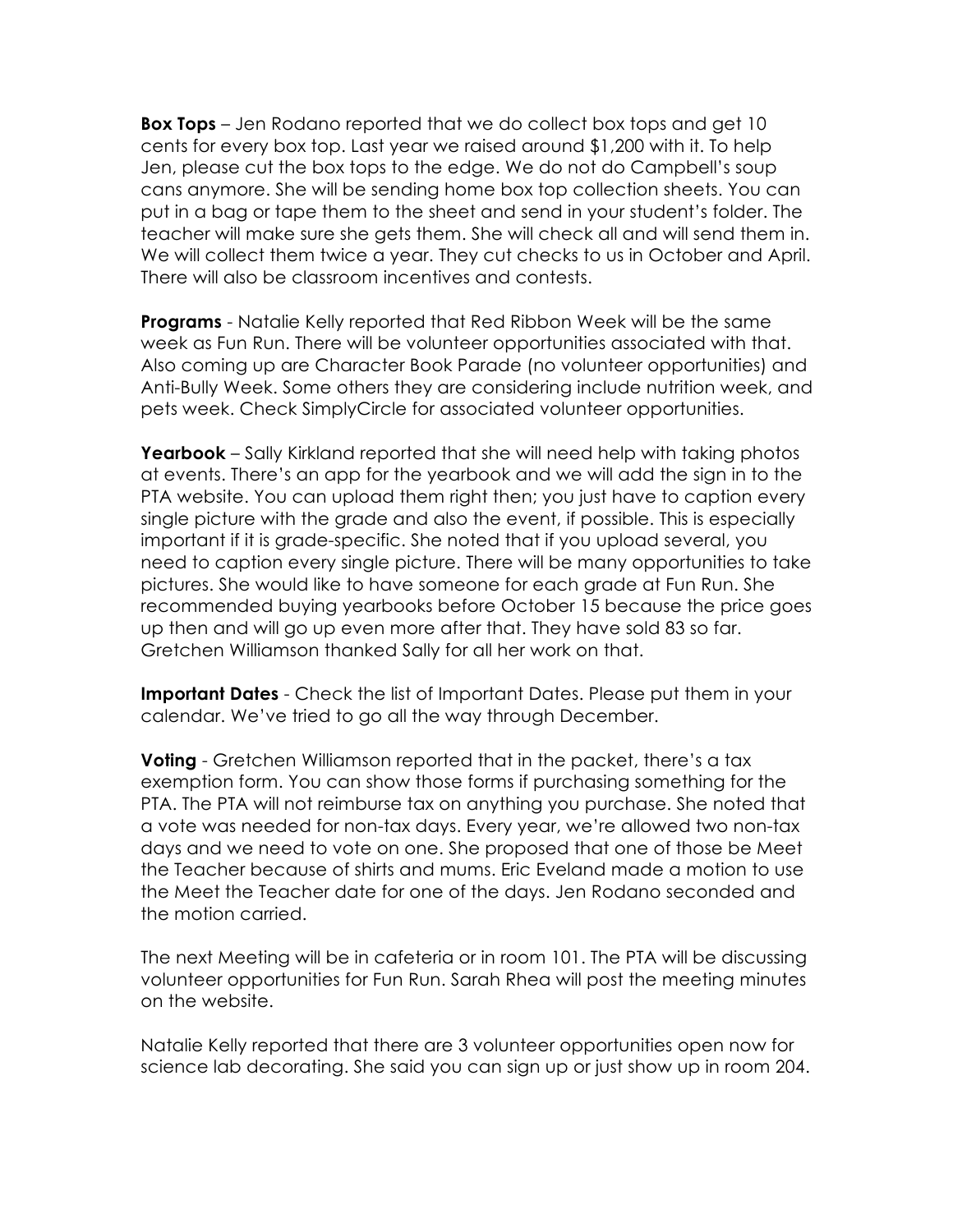**Box Tops** – Jen Rodano reported that we do collect box tops and get 10 cents for every box top. Last year we raised around $1,200 with it. To help Jen, please cut the box tops to the edge. We do not do Campbell's soup cans anymore. She will be sending home box top collection sheets. You can put in a bag or tape them to the sheet and send in your student's folder. The teacher will make sure she gets them. She will check all and will send them in. We will collect them twice a year. They cut checks to us in October and April. There will also be classroom incentives and contests.

**Programs** - Natalie Kelly reported that Red Ribbon Week will be the same week as Fun Run. There will be volunteer opportunities associated with that. Also coming up are Character Book Parade (no volunteer opportunities) and Anti-Bully Week. Some others they are considering include nutrition week, and pets week. Check SimplyCircle for associated volunteer opportunities.

**Yearbook** – Sally Kirkland reported that she will need help with taking photos at events. There's an app for the yearbook and we will add the sign in to the PTA website. You can upload them right then; you just have to caption every single picture with the grade and also the event, if possible. This is especially important if it is grade-specific. She noted that if you upload several, you need to caption every single picture. There will be many opportunities to take pictures. She would like to have someone for each grade at Fun Run. She recommended buying yearbooks before October 15 because the price goes up then and will go up even more after that. They have sold 83 so far. Gretchen Williamson thanked Sally for all her work on that.

**Important Dates** - Check the list of Important Dates. Please put them in your calendar. We've tried to go all the way through December.

**Voting** - Gretchen Williamson reported that in the packet, there's a tax exemption form. You can show those forms if purchasing something for the PTA. The PTA will not reimburse tax on anything you purchase. She noted that a vote was needed for non-tax days. Every year, we're allowed two non-tax days and we need to vote on one. She proposed that one of those be Meet the Teacher because of shirts and mums. Eric Eveland made a motion to use the Meet the Teacher date for one of the days. Jen Rodano seconded and the motion carried.

The next Meeting will be in cafeteria or in room 101. The PTA will be discussing volunteer opportunities for Fun Run. Sarah Rhea will post the meeting minutes on the website.

Natalie Kelly reported that there are 3 volunteer opportunities open now for science lab decorating. She said you can sign up or just show up in room 204.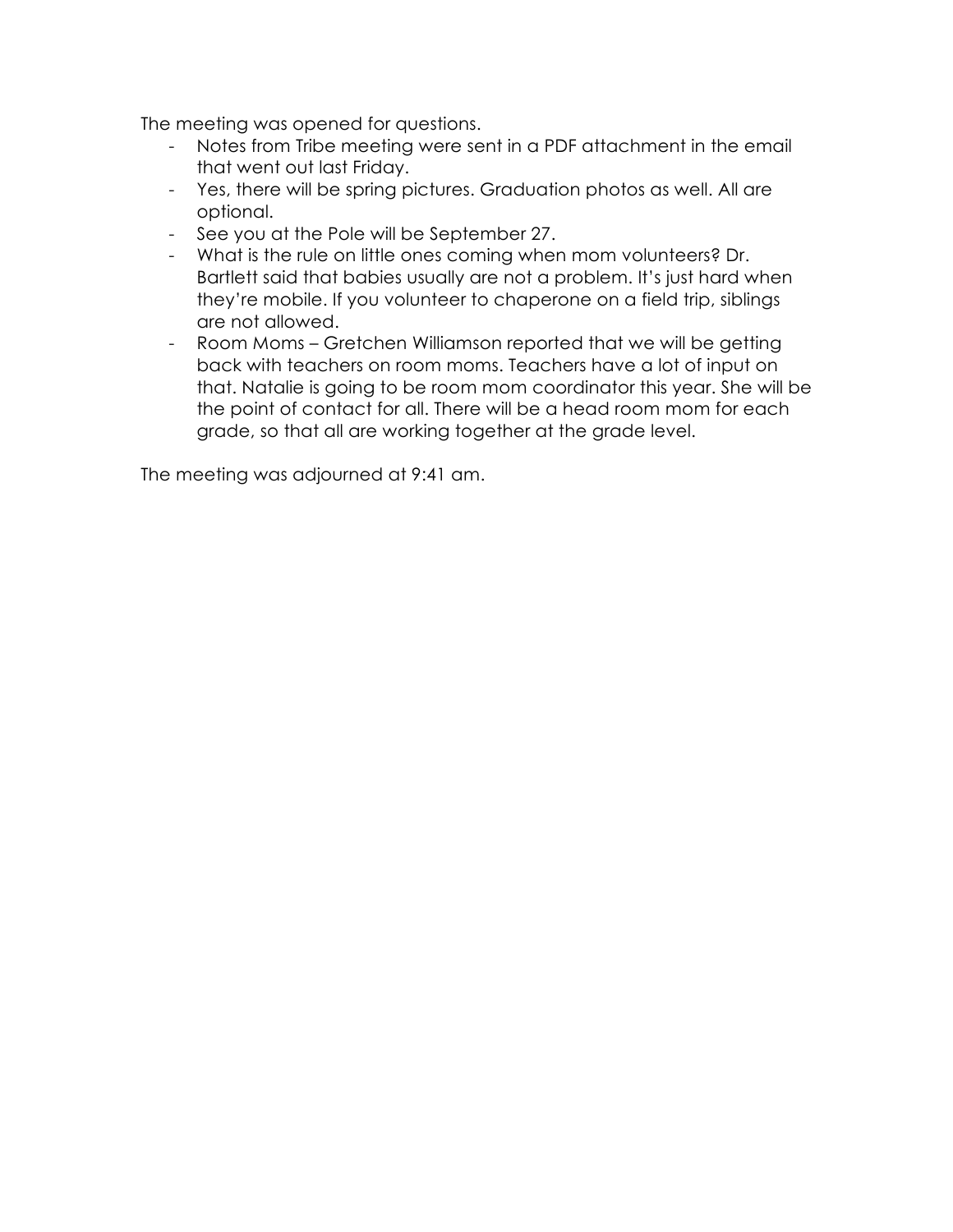The meeting was opened for questions.

- Notes from Tribe meeting were sent in a PDF attachment in the email that went out last Friday.
- Yes, there will be spring pictures. Graduation photos as well. All are optional.
- See you at the Pole will be September 27.
- What is the rule on little ones coming when mom volunteers? Dr. Bartlett said that babies usually are not a problem. It's just hard when they're mobile. If you volunteer to chaperone on a field trip, siblings are not allowed.
- Room Moms – Gretchen Williamson reported that we will be getting back with teachers on room moms. Teachers have a lot of input on that. Natalie is going to be room mom coordinator this year. She will be the point of contact for all. There will be a head room mom for each grade, so that all are working together at the grade level.

The meeting was adjourned at 9:41 am.